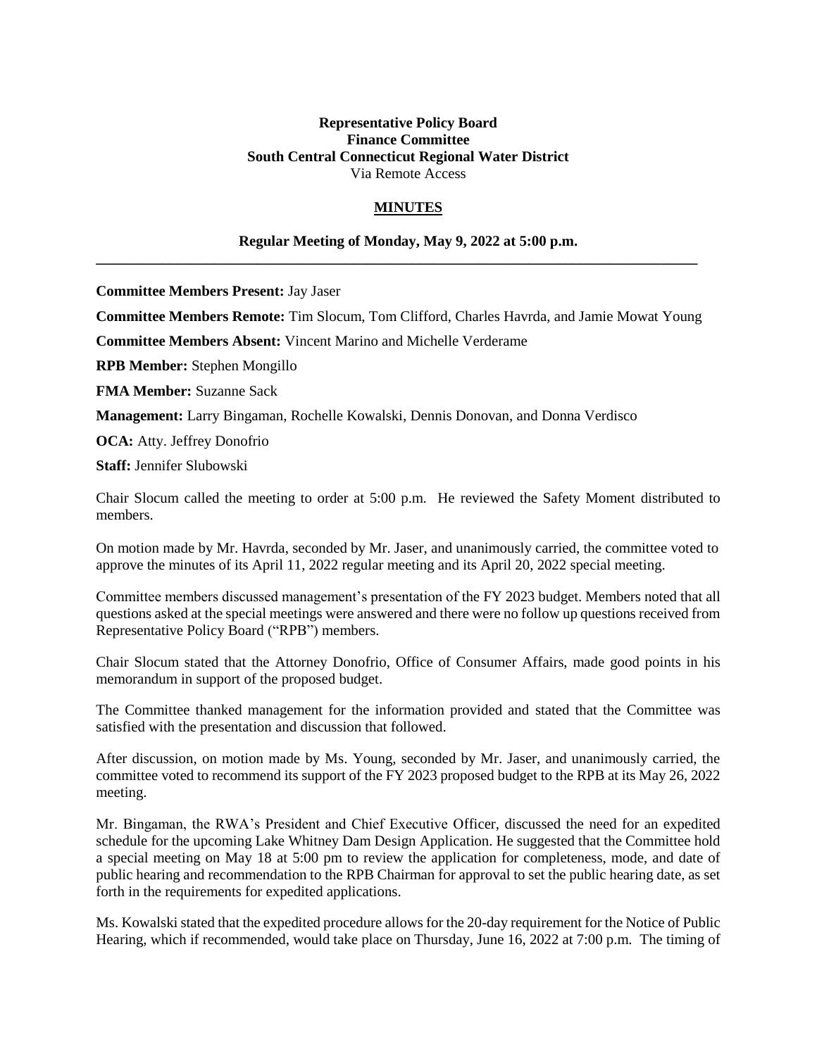**Representative Policy Board**
**Finance Committee**
**South Central Connecticut Regional Water District**
Via Remote Access

## MINUTES

**Regular Meeting of Monday, May 9, 2022 at 5:00 p.m.**

---

**Committee Members Present:** Jay Jaser

**Committee Members Remote:** Tim Slocum, Tom Clifford, Charles Havrda, and Jamie Mowat Young

**Committee Members Absent:** Vincent Marino and Michelle Verderame

**RPB Member:** Stephen Mongillo

**FMA Member:** Suzanne Sack

**Management:** Larry Bingaman, Rochelle Kowalski, Dennis Donovan, and Donna Verdisco

**OCA:** Atty. Jeffrey Donofrio

**Staff:** Jennifer Slubowski

Chair Slocum called the meeting to order at 5:00 p.m. He reviewed the Safety Moment distributed to members.

On motion made by Mr. Havrda, seconded by Mr. Jaser, and unanimously carried, the committee voted to approve the minutes of its April 11, 2022 regular meeting and its April 20, 2022 special meeting.

Committee members discussed management's presentation of the FY 2023 budget. Members noted that all questions asked at the special meetings were answered and there were no follow up questions received from Representative Policy Board ("RPB") members.

Chair Slocum stated that the Attorney Donofrio, Office of Consumer Affairs, made good points in his memorandum in support of the proposed budget.

The Committee thanked management for the information provided and stated that the Committee was satisfied with the presentation and discussion that followed.

After discussion, on motion made by Ms. Young, seconded by Mr. Jaser, and unanimously carried, the committee voted to recommend its support of the FY 2023 proposed budget to the RPB at its May 26, 2022 meeting.

Mr. Bingaman, the RWA's President and Chief Executive Officer, discussed the need for an expedited schedule for the upcoming Lake Whitney Dam Design Application. He suggested that the Committee hold a special meeting on May 18 at 5:00 pm to review the application for completeness, mode, and date of public hearing and recommendation to the RPB Chairman for approval to set the public hearing date, as set forth in the requirements for expedited applications.

Ms. Kowalski stated that the expedited procedure allows for the 20-day requirement for the Notice of Public Hearing, which if recommended, would take place on Thursday, June 16, 2022 at 7:00 p.m. The timing of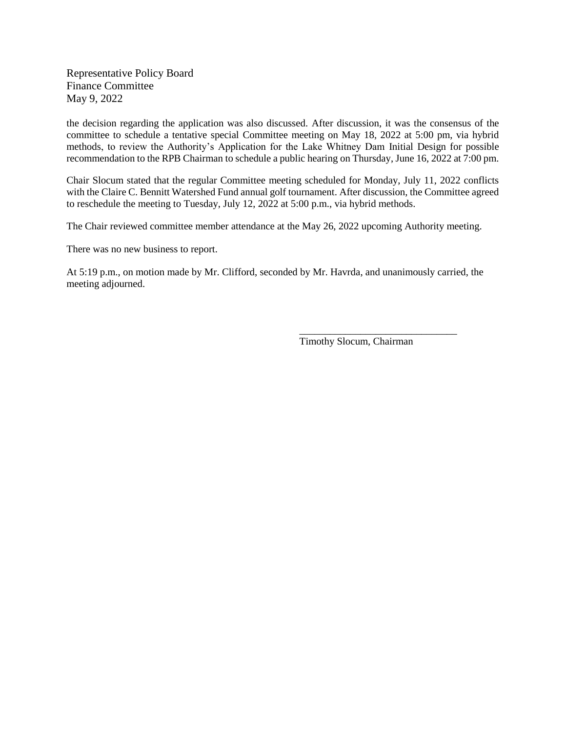the decision regarding the application was also discussed. After discussion, it was the consensus of the committee to schedule a tentative special Committee meeting on May 18, 2022 at 5:00 pm, via hybrid methods, to review the Authority's Application for the Lake Whitney Dam Initial Design for possible recommendation to the RPB Chairman to schedule a public hearing on Thursday, June 16, 2022 at 7:00 pm.

Chair Slocum stated that the regular Committee meeting scheduled for Monday, July 11, 2022 conflicts with the Claire C. Bennitt Watershed Fund annual golf tournament. After discussion, the Committee agreed to reschedule the meeting to Tuesday, July 12, 2022 at 5:00 p.m., via hybrid methods.

The Chair reviewed committee member attendance at the May 26, 2022 upcoming Authority meeting.

There was no new business to report.

At 5:19 p.m., on motion made by Mr. Clifford, seconded by Mr. Havrda, and unanimously carried, the meeting adjourned.

_______________________________
Timothy Slocum, Chairman